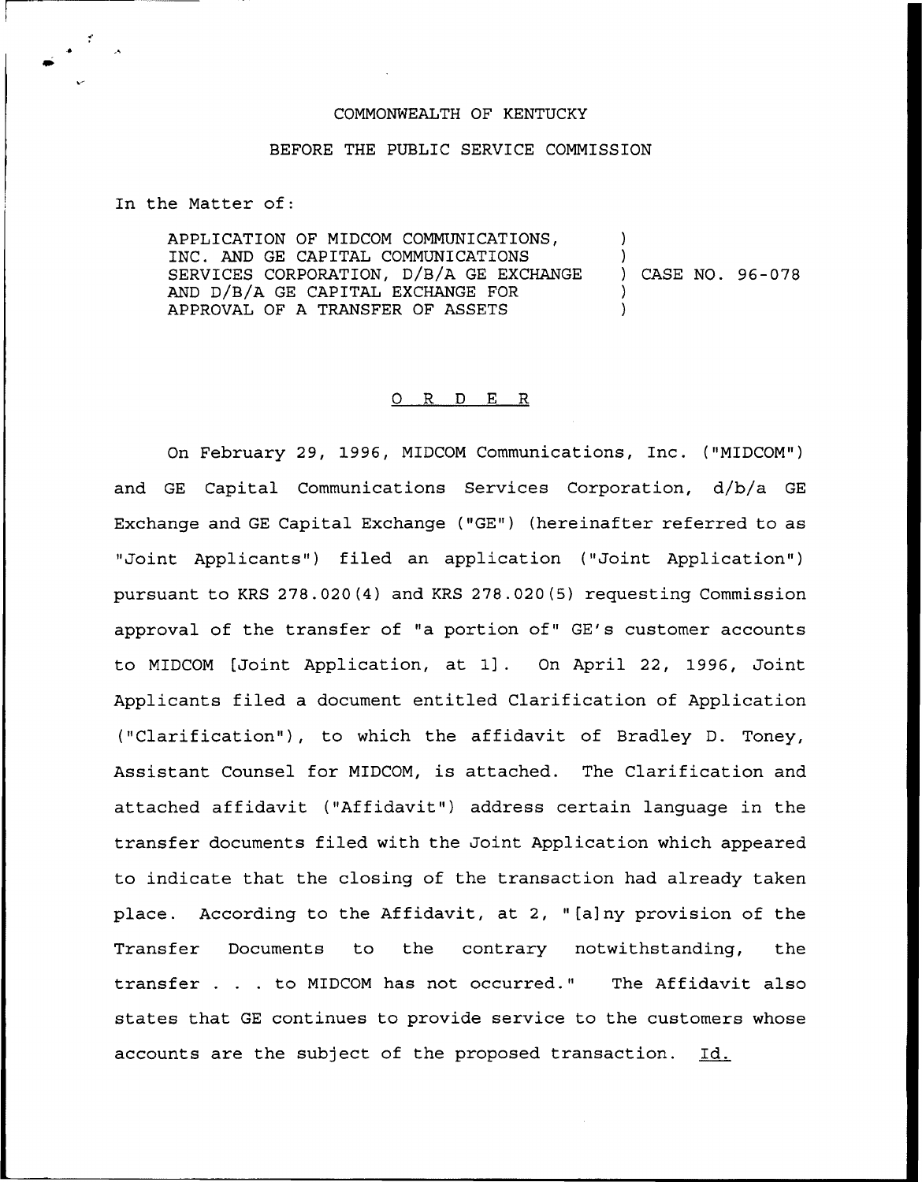COMMONWEALTH OF KENTUCKY

BEFORE THE PUBLIC SERVICE COMMISSION

In the Matter of:

APPLICATION OF MIDCOM COMMUNICATIONS, INC. AND GE CAPITAL COMMUNICATIONS SERVICES CORPORATION, D/B/A GE EXCHANGE AND D/B/A GE CAPITAL EXCHANGE FOR APPROVAL OF A TRANSFER OF ASSETS ) CASE NO. 96-078

# O R D E R

On February 29, 1996, MIDCOM Communications, Inc. ("MIDCOM") and GE Capital Communications Services Corporation, d/b/a GE Exchange and GE Capital Exchange ("GE") (hereinafter referred to as "Joint Applicants") filed an application ("Joint Application") pursuant to KRS 278.020(4) and KRS 278.020(5) requesting Commission approval of the transfer of "a portion of" GE's customer accounts to MIDCOM [Joint Application, at 1]. On April 22, 1996, Joint Applicants filed a document entitled Clarification of Application ("Clarification"), to which the affidavit of Bradley D. Toney, Assistant Counsel for MIDCOM, is attached. The Clarification and attached affidavit ("Affidavit") address certain language in the transfer documents filed with the Joint Application which appeared to indicate that the closing of the transaction had already taken place. According to the Affidavit, at 2, "[a]ny provision of the Transfer Documents to the contrary notwithstanding, the transfer . . . to MIDCOM has not occurred." The Affidavit also states that GE continues to provide service to the customers whose accounts are the subject of the proposed transaction. Id.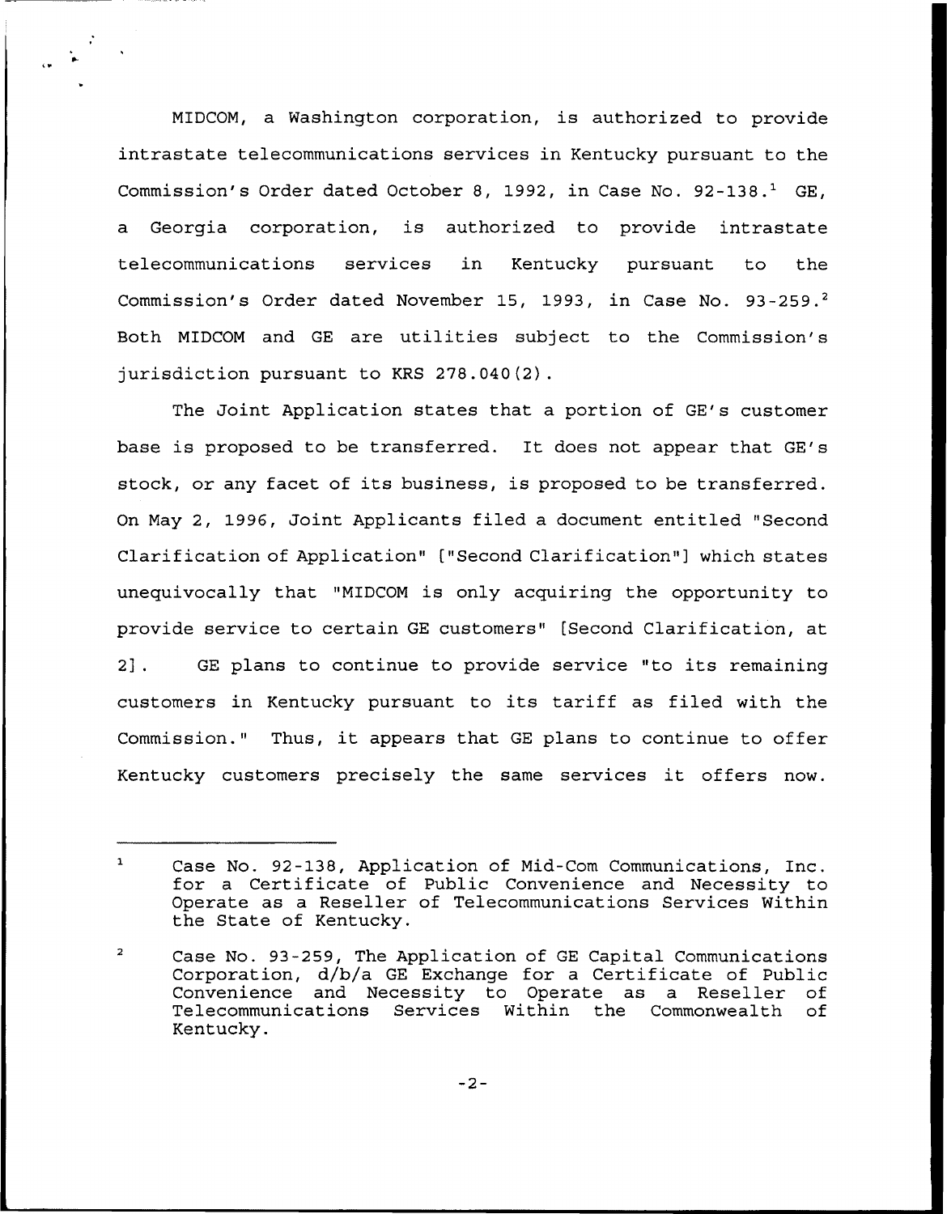MIDCOM, a Washington corporation, is authorized to provide intrastate telecommunications services in Kentucky pursuant to the Commission's Order dated October 8, 1992, in Case No. 92-138.[1] GE, a Georgia corporation, is authorized to provide intrastate telecommunications services in Kentucky pursuant to the Commission's Order dated November 15, 1993, in Case No. 93-259.[2] Both MIDCOM and GE are utilities subject to the Commission's jurisdiction pursuant to KRS 278.040(2).

The Joint Application states that a portion of GE's customer base is proposed to be transferred. It does not appear that GE's stock, or any facet of its business, is proposed to be transferred. On May 2, 1996, Joint Applicants filed a document entitled "Second Clarification of Application" ["Second Clarification"] which states unequivocally that "MIDCOM is only acquiring the opportunity to provide service to certain GE customers" [Second Clarification, at 2]. GE plans to continue to provide service "to its remaining customers in Kentucky pursuant to its tariff as filed with the Commission." Thus, it appears that GE plans to continue to offer Kentucky customers precisely the same services it offers now.

---

[1] Case No. 92-138, Application of Mid-Com Communications, Inc. for a Certificate of Public Convenience and Necessity to Operate as a Reseller of Telecommunications Services Within the State of Kentucky.

[2] Case No. 93-259, The Application of GE Capital Communications Corporation, d/b/a GE Exchange for a Certificate of Public Convenience and Necessity to Operate as a Reseller of Telecommunications Services Within the Commonwealth of Kentucky.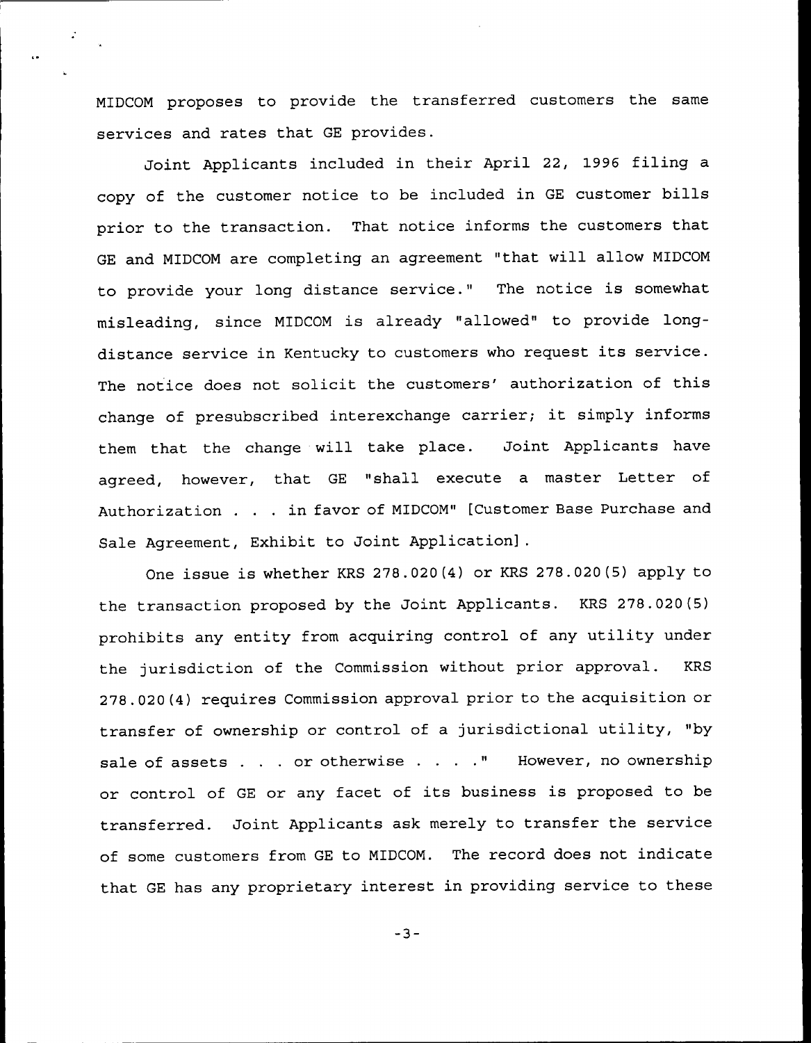MIDCOM proposes to provide the transferred customers the same services and rates that GE provides.

Joint Applicants included in their April 22, 1996 filing a copy of the customer notice to be included in GE customer bills prior to the transaction. That notice informs the customers that GE and MIDCOM are completing an agreement "that will allow MIDCOM to provide your long distance service." The notice is somewhat misleading, since MIDCOM is already "allowed" to provide long-distance service in Kentucky to customers who request its service. The notice does not solicit the customers' authorization of this change of presubscribed interexchange carrier; it simply informs them that the change will take place. Joint Applicants have agreed, however, that GE "shall execute a master Letter of Authorization . . . in favor of MIDCOM" [Customer Base Purchase and Sale Agreement, Exhibit to Joint Application].

One issue is whether KRS 278.020(4) or KRS 278.020(5) apply to the transaction proposed by the Joint Applicants. KRS 278.020(5) prohibits any entity from acquiring control of any utility under the jurisdiction of the Commission without prior approval. KRS 278.020(4) requires Commission approval prior to the acquisition or transfer of ownership or control of a jurisdictional utility, "by sale of assets . . . or otherwise . . . ." However, no ownership or control of GE or any facet of its business is proposed to be transferred. Joint Applicants ask merely to transfer the service of some customers from GE to MIDCOM. The record does not indicate that GE has any proprietary interest in providing service to these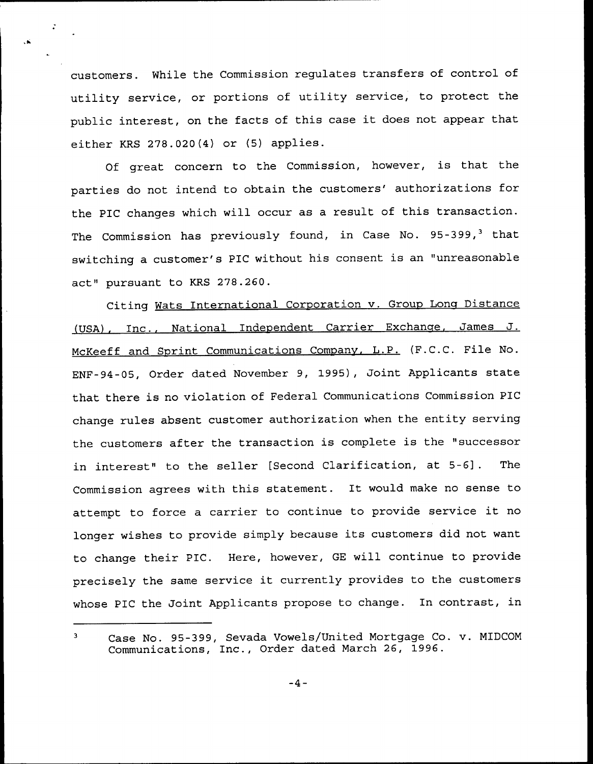customers. While the Commission regulates transfers of control of utility service, or portions of utility service, to protect the public interest, on the facts of this case it does not appear that either KRS 278.020(4) or (5) applies.

Of great concern to the Commission, however, is that the parties do not intend to obtain the customers' authorizations for the PIC changes which will occur as a result of this transaction. The Commission has previously found, in Case No. 95-399,[3] that switching a customer's PIC without his consent is an "unreasonable act" pursuant to KRS 278.260.

Citing Wats International Corporation v. Group Long Distance (USA), Inc., National Independent Carrier Exchange, James J. McKeeff and Sprint Communications Company, L.P. (F.C.C. File No. ENF-94-05, Order dated November 9, 1995), Joint Applicants state that there is no violation of Federal Communications Commission PIC change rules absent customer authorization when the entity serving the customers after the transaction is complete is the "successor in interest" to the seller [Second Clarification, at 5-6]. The Commission agrees with this statement. It would make no sense to attempt to force a carrier to continue to provide service it no longer wishes to provide simply because its customers did not want to change their PIC. Here, however, GE will continue to provide precisely the same service it currently provides to the customers whose PIC the Joint Applicants propose to change. In contrast, in

[3] Case No. 95-399, Sevada Vowels/United Mortgage Co. v. MIDCOM Communications, Inc., Order dated March 26, 1996.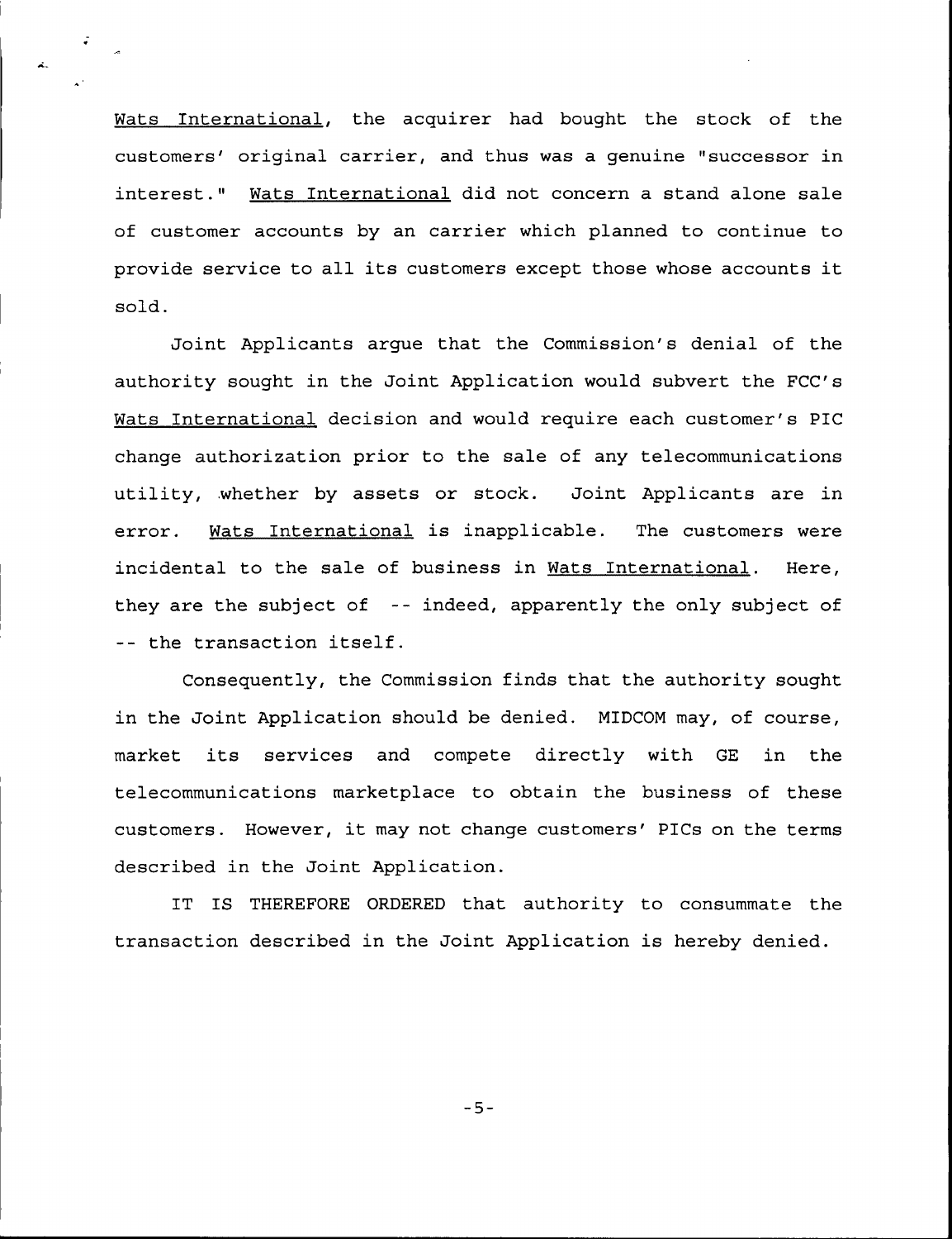_Wats International_, the acquirer had bought the stock of the customers' original carrier, and thus was a genuine "successor in interest." _Wats International_ did not concern a stand alone sale of customer accounts by an carrier which planned to continue to provide service to all its customers except those whose accounts it sold.

Joint Applicants argue that the Commission's denial of the authority sought in the Joint Application would subvert the FCC's _Wats International_ decision and would require each customer's PIC change authorization prior to the sale of any telecommunications utility, whether by assets or stock. Joint Applicants are in error. _Wats International_ is inapplicable. The customers were incidental to the sale of business in _Wats International_. Here, they are the subject of -- indeed, apparently the only subject of -- the transaction itself.

Consequently, the Commission finds that the authority sought in the Joint Application should be denied. MIDCOM may, of course, market its services and compete directly with GE in the telecommunications marketplace to obtain the business of these customers. However, it may not change customers' PICs on the terms described in the Joint Application.

IT IS THEREFORE ORDERED that authority to consummate the transaction described in the Joint Application is hereby denied.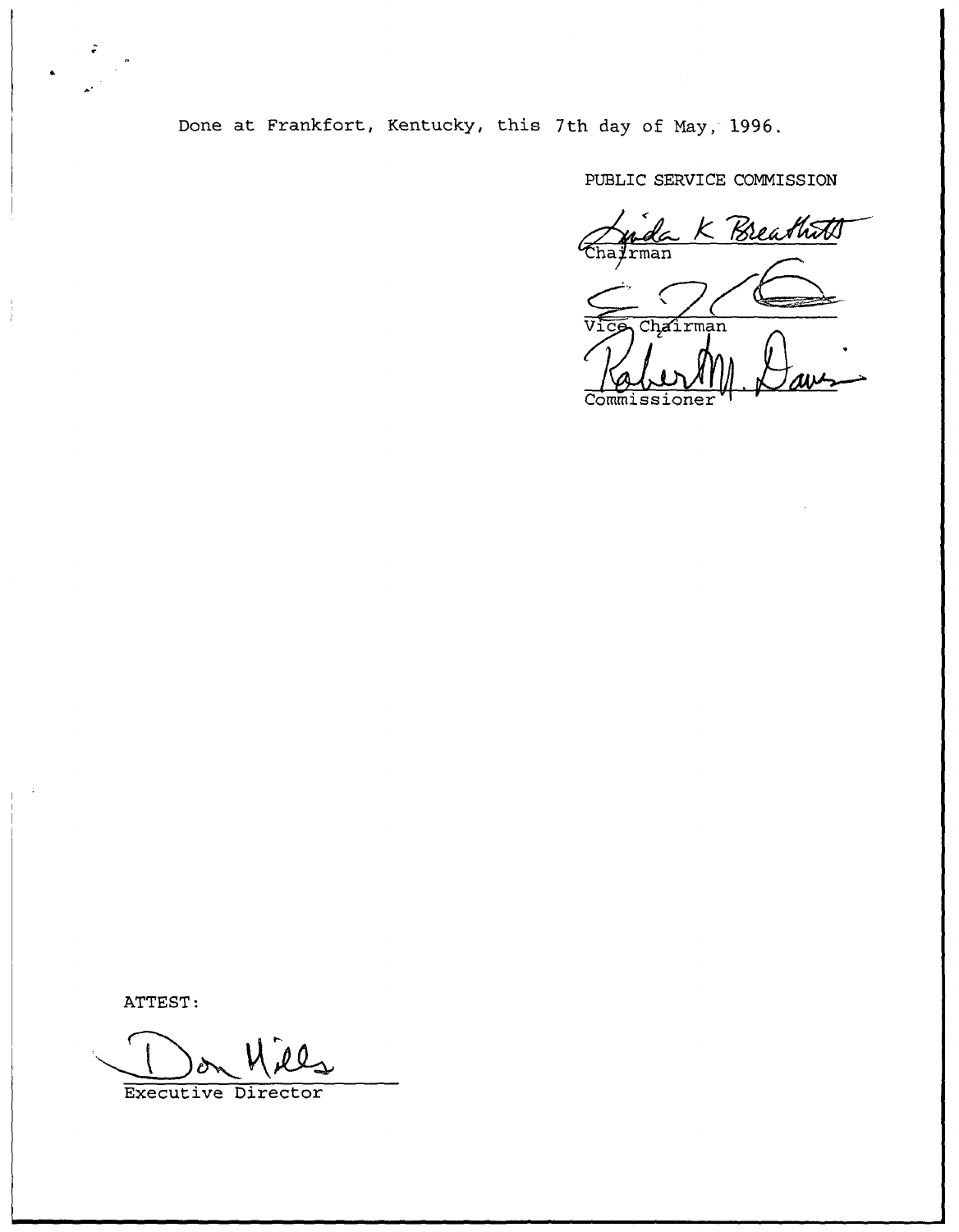Done at Frankfort, Kentucky, this 7th day of May, 1996.

PUBLIC SERVICE COMMISSION

Linda K Breathitt
Chairman

Vice Chairman

Robert M. Davis
Commissioner

ATTEST:

Don Mills
Executive Director